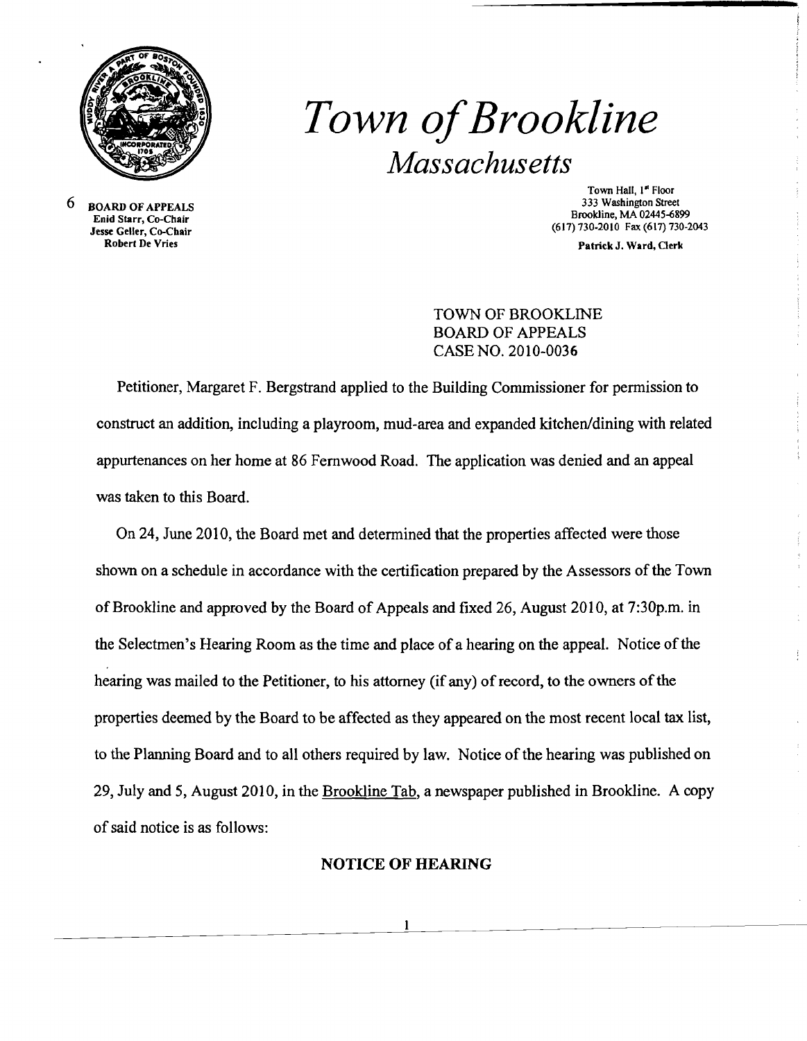# *Town of Brookline*

## *Massachusetts*

6 **BOARD OF APPEALS**
Enid Starr, Co-Chair
Jesse Geller, Co-Chair
Robert De Vries

Town Hall, 1st Floor
333 Washington Street
Brookline, MA 02445-6899
(617) 730-2010 Fax (617) 730-2043

**Patrick J. Ward, Clerk**

TOWN OF BROOKLINE
BOARD OF APPEALS
CASE NO. 2010-0036

Petitioner, Margaret F. Bergstrand applied to the Building Commissioner for permission to construct an addition, including a playroom, mud-area and expanded kitchen/dining with related appurtenances on her home at 86 Fernwood Road. The application was denied and an appeal was taken to this Board.

On 24, June 2010, the Board met and determined that the properties affected were those shown on a schedule in accordance with the certification prepared by the Assessors of the Town of Brookline and approved by the Board of Appeals and fixed 26, August 2010, at 7:30p.m. in the Selectmen's Hearing Room as the time and place of a hearing on the appeal. Notice of the hearing was mailed to the Petitioner, to his attorney (if any) of record, to the owners of the properties deemed by the Board to be affected as they appeared on the most recent local tax list, to the Planning Board and to all others required by law. Notice of the hearing was published on 29, July and 5, August 2010, in the Brookline Tab, a newspaper published in Brookline. A copy of said notice is as follows:

**NOTICE OF HEARING**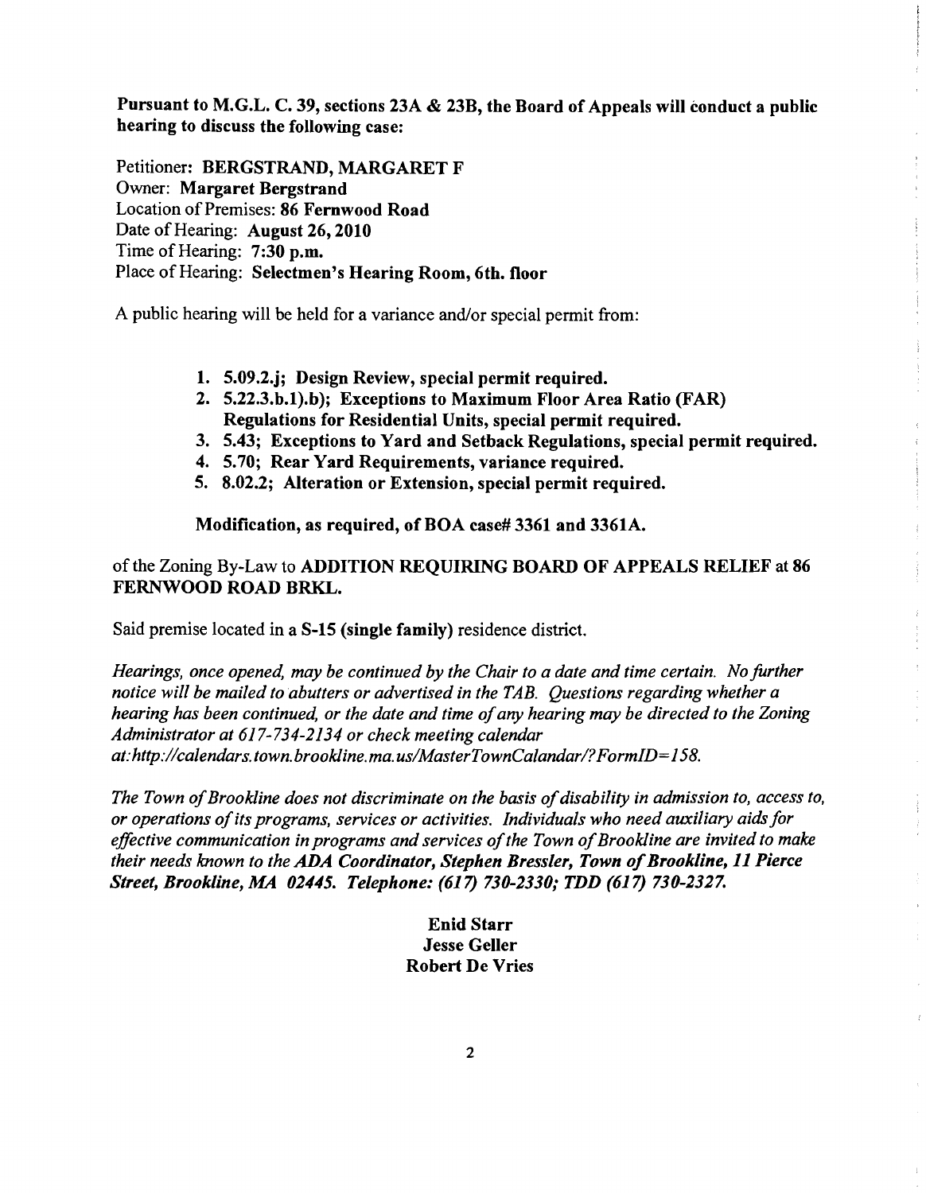**Pursuant to M.G.L. C. 39, sections 23A & 23B, the Board of Appeals will conduct a public hearing to discuss the following case:**

Petitioner: **BERGSTRAND, MARGARET F**
Owner: **Margaret Bergstrand**
Location of Premises: **86 Fernwood Road**
Date of Hearing: **August 26, 2010**
Time of Hearing: **7:30 p.m.**
Place of Hearing: **Selectmen's Hearing Room, 6th. floor**

A public hearing will be held for a variance and/or special permit from:

1. **5.09.2.j; Design Review, special permit required.**
2. **5.22.3.b.1).b); Exceptions to Maximum Floor Area Ratio (FAR) Regulations for Residential Units, special permit required.**
3. **5.43; Exceptions to Yard and Setback Regulations, special permit required.**
4. **5.70; Rear Yard Requirements, variance required.**
5. **8.02.2; Alteration or Extension, special permit required.**

**Modification, as required, of BOA case# 3361 and 3361A.**

of the Zoning By-Law to **ADDITION REQUIRING BOARD OF APPEALS RELIEF** at **86 FERNWOOD ROAD BRKL.**

Said premise located in a **S-15 (single family)** residence district.

*Hearings, once opened, may be continued by the Chair to a date and time certain. No further notice will be mailed to abutters or advertised in the TAB. Questions regarding whether a hearing has been continued, or the date and time of any hearing may be directed to the Zoning Administrator at 617-734-2134 or check meeting calendar at:http://calendars.town.brookline.ma.us/MasterTownCalandar/?FormID=158.*

*The Town of Brookline does not discriminate on the basis of disability in admission to, access to, or operations of its programs, services or activities. Individuals who need auxiliary aids for effective communication in programs and services of the Town of Brookline are invited to make their needs known to the* ***ADA Coordinator, Stephen Bressler, Town of Brookline, 11 Pierce Street, Brookline, MA 02445. Telephone: (617) 730-2330; TDD (617) 730-2327.***

**Enid Starr**
**Jesse Geller**
**Robert De Vries**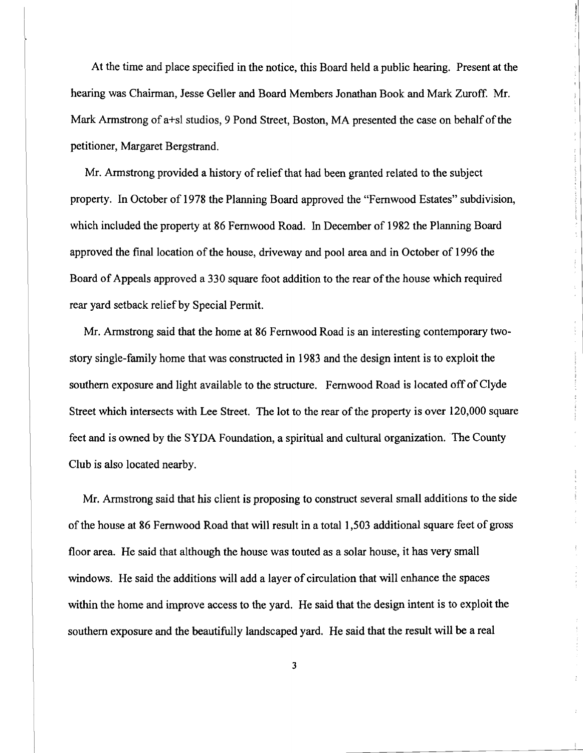At the time and place specified in the notice, this Board held a public hearing. Present at the hearing was Chairman, Jesse Geller and Board Members Jonathan Book and Mark Zuroff. Mr. Mark Armstrong of a+sl studios, 9 Pond Street, Boston, MA presented the case on behalf of the petitioner, Margaret Bergstrand.

Mr. Armstrong provided a history of relief that had been granted related to the subject property. In October of 1978 the Planning Board approved the "Fernwood Estates" subdivision, which included the property at 86 Fernwood Road. In December of 1982 the Planning Board approved the final location of the house, driveway and pool area and in October of 1996 the Board of Appeals approved a 330 square foot addition to the rear of the house which required rear yard setback relief by Special Permit.

Mr. Armstrong said that the home at 86 Fernwood Road is an interesting contemporary two-story single-family home that was constructed in 1983 and the design intent is to exploit the southern exposure and light available to the structure. Fernwood Road is located off of Clyde Street which intersects with Lee Street. The lot to the rear of the property is over 120,000 square feet and is owned by the SYDA Foundation, a spiritual and cultural organization. The County Club is also located nearby.

Mr. Armstrong said that his client is proposing to construct several small additions to the side of the house at 86 Fernwood Road that will result in a total 1,503 additional square feet of gross floor area. He said that although the house was touted as a solar house, it has very small windows. He said the additions will add a layer of circulation that will enhance the spaces within the home and improve access to the yard. He said that the design intent is to exploit the southern exposure and the beautifully landscaped yard. He said that the result will be a real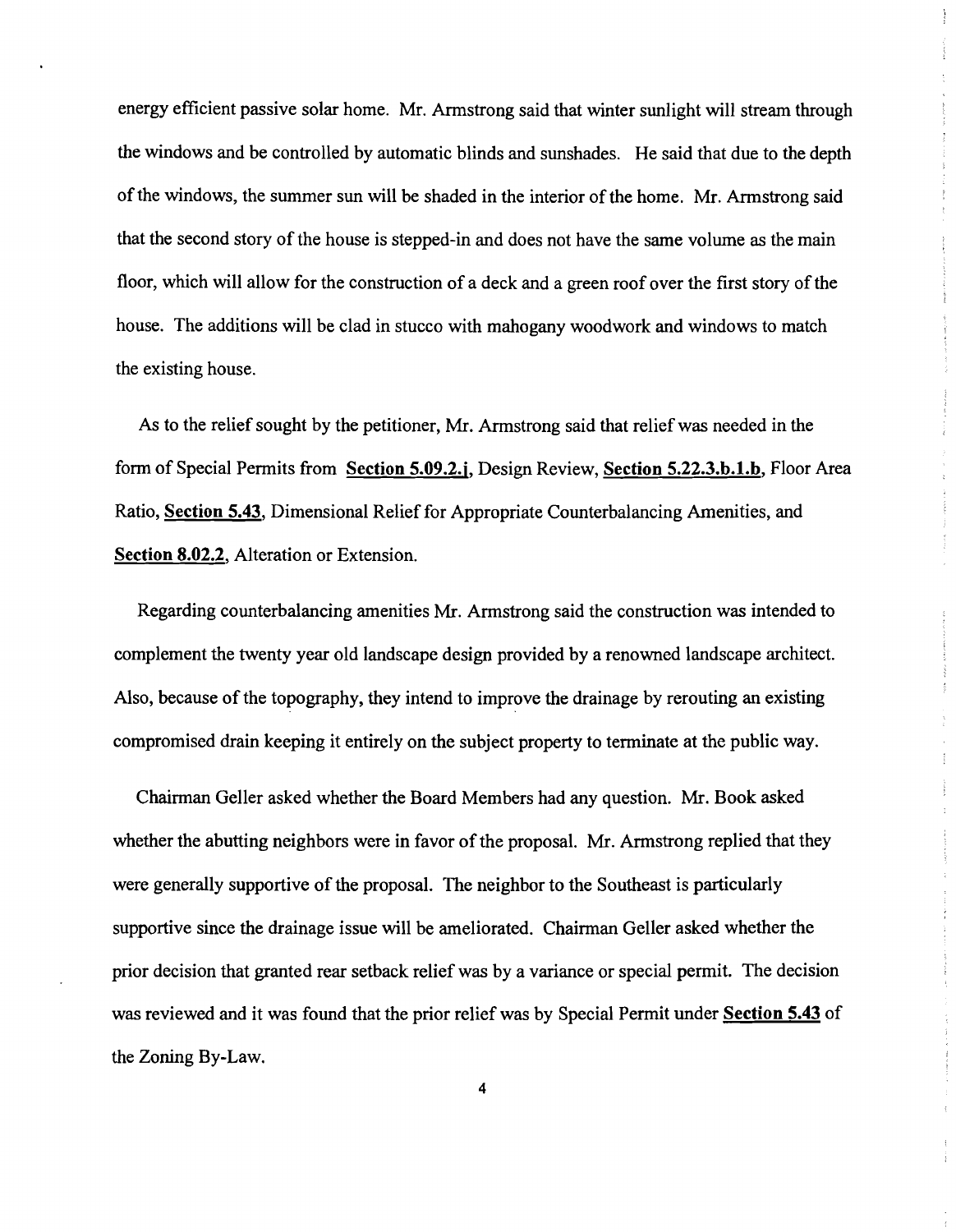energy efficient passive solar home. Mr. Armstrong said that winter sunlight will stream through the windows and be controlled by automatic blinds and sunshades. He said that due to the depth of the windows, the summer sun will be shaded in the interior of the home. Mr. Armstrong said that the second story of the house is stepped-in and does not have the same volume as the main floor, which will allow for the construction of a deck and a green roof over the first story of the house. The additions will be clad in stucco with mahogany woodwork and windows to match the existing house.

As to the relief sought by the petitioner, Mr. Armstrong said that relief was needed in the form of Special Permits from **Section 5.09.2.j**, Design Review, **Section 5.22.3.b.1.b**, Floor Area Ratio, **Section 5.43**, Dimensional Relief for Appropriate Counterbalancing Amenities, and **Section 8.02.2**, Alteration or Extension.

Regarding counterbalancing amenities Mr. Armstrong said the construction was intended to complement the twenty year old landscape design provided by a renowned landscape architect. Also, because of the topography, they intend to improve the drainage by rerouting an existing compromised drain keeping it entirely on the subject property to terminate at the public way.

Chairman Geller asked whether the Board Members had any question. Mr. Book asked whether the abutting neighbors were in favor of the proposal. Mr. Armstrong replied that they were generally supportive of the proposal. The neighbor to the Southeast is particularly supportive since the drainage issue will be ameliorated. Chairman Geller asked whether the prior decision that granted rear setback relief was by a variance or special permit. The decision was reviewed and it was found that the prior relief was by Special Permit under **Section 5.43** of the Zoning By-Law.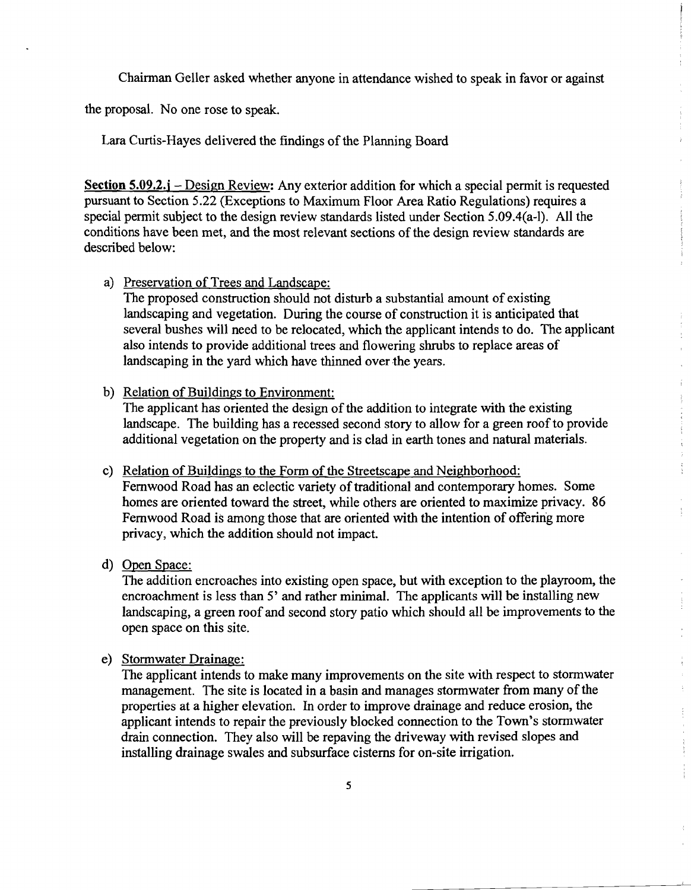Chairman Geller asked whether anyone in attendance wished to speak in favor or against the proposal. No one rose to speak.

Lara Curtis-Hayes delivered the findings of the Planning Board

**Section 5.09.2.j** – Design Review: Any exterior addition for which a special permit is requested pursuant to Section 5.22 (Exceptions to Maximum Floor Area Ratio Regulations) requires a special permit subject to the design review standards listed under Section 5.09.4(a-l). All the conditions have been met, and the most relevant sections of the design review standards are described below:

a) Preservation of Trees and Landscape:
The proposed construction should not disturb a substantial amount of existing landscaping and vegetation. During the course of construction it is anticipated that several bushes will need to be relocated, which the applicant intends to do. The applicant also intends to provide additional trees and flowering shrubs to replace areas of landscaping in the yard which have thinned over the years.

b) Relation of Buildings to Environment:
The applicant has oriented the design of the addition to integrate with the existing landscape. The building has a recessed second story to allow for a green roof to provide additional vegetation on the property and is clad in earth tones and natural materials.

c) Relation of Buildings to the Form of the Streetscape and Neighborhood:
Fernwood Road has an eclectic variety of traditional and contemporary homes. Some homes are oriented toward the street, while others are oriented to maximize privacy. 86 Fernwood Road is among those that are oriented with the intention of offering more privacy, which the addition should not impact.

d) Open Space:
The addition encroaches into existing open space, but with exception to the playroom, the encroachment is less than 5' and rather minimal. The applicants will be installing new landscaping, a green roof and second story patio which should all be improvements to the open space on this site.

e) Stormwater Drainage:
The applicant intends to make many improvements on the site with respect to stormwater management. The site is located in a basin and manages stormwater from many of the properties at a higher elevation. In order to improve drainage and reduce erosion, the applicant intends to repair the previously blocked connection to the Town's stormwater drain connection. They also will be repaving the driveway with revised slopes and installing drainage swales and subsurface cisterns for on-site irrigation.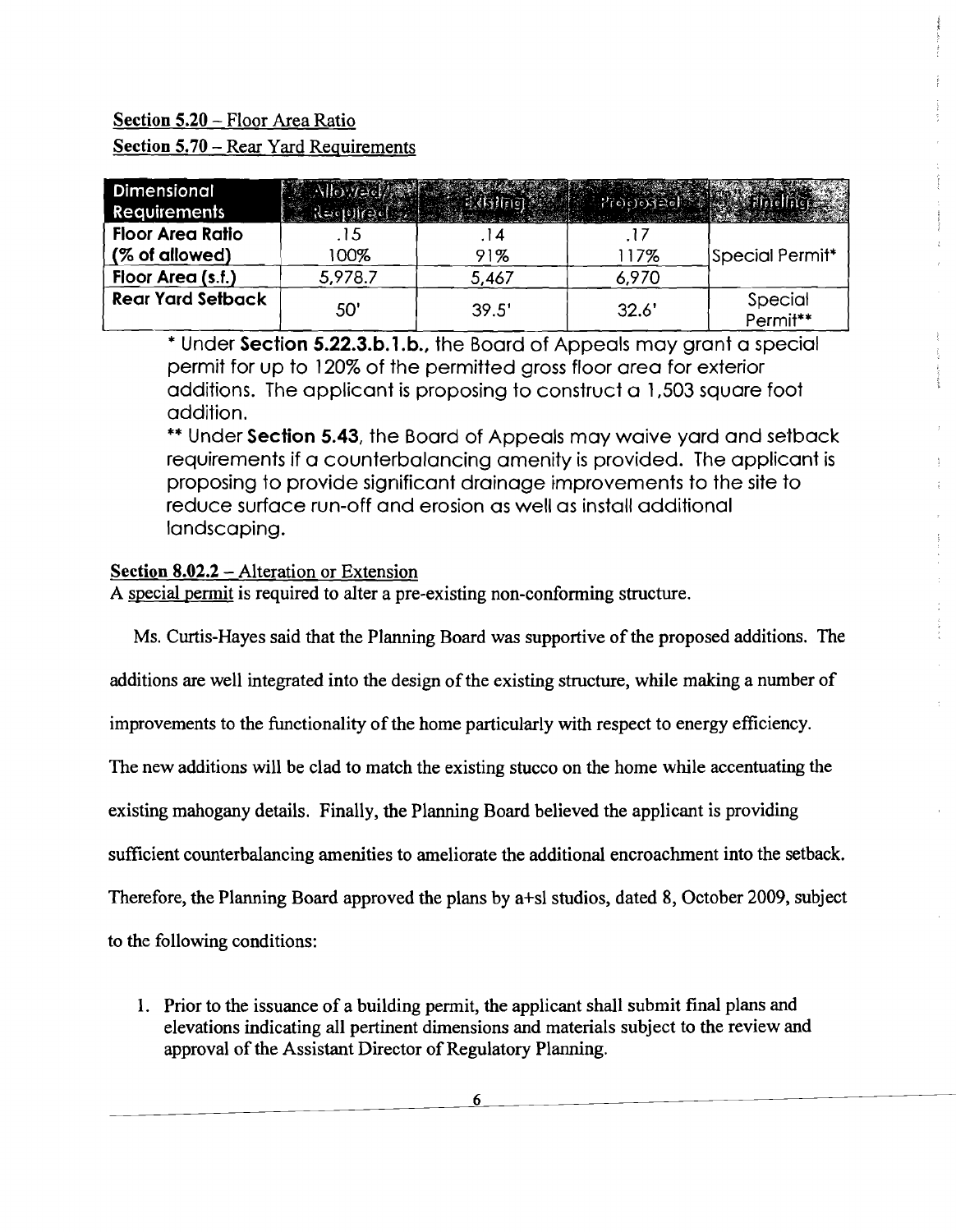**Section 5.20** – Floor Area Ratio

**Section 5.70** – Rear Yard Requirements

| Dimensional Requirements | Allowed/ Required | Existing | Proposed | Finding |
|---|---|---|---|---|
| **Floor Area Ratio** | .15 | .14 | .17 | |
| **(% of allowed)** | 100% | 91% | 117% | Special Permit* |
| **Floor Area (s.f.)** | 5,978.7 | 5,467 | 6,970 | |
| **Rear Yard Setback** | 50' | 39.5' | 32.6' | Special Permit** |

\* Under **Section 5.22.3.b.1.b.**, the Board of Appeals may grant a special permit for up to 120% of the permitted gross floor area for exterior additions. The applicant is proposing to construct a 1,503 square foot addition.

\*\* Under **Section 5.43**, the Board of Appeals may waive yard and setback requirements if a counterbalancing amenity is provided. The applicant is proposing to provide significant drainage improvements to the site to reduce surface run-off and erosion as well as install additional landscaping.

**Section 8.02.2** – Alteration or Extension

A special permit is required to alter a pre-existing non-conforming structure.

Ms. Curtis-Hayes said that the Planning Board was supportive of the proposed additions. The additions are well integrated into the design of the existing structure, while making a number of improvements to the functionality of the home particularly with respect to energy efficiency. The new additions will be clad to match the existing stucco on the home while accentuating the existing mahogany details. Finally, the Planning Board believed the applicant is providing sufficient counterbalancing amenities to ameliorate the additional encroachment into the setback. Therefore, the Planning Board approved the plans by a+sl studios, dated 8, October 2009, subject to the following conditions:

1. Prior to the issuance of a building permit, the applicant shall submit final plans and elevations indicating all pertinent dimensions and materials subject to the review and approval of the Assistant Director of Regulatory Planning.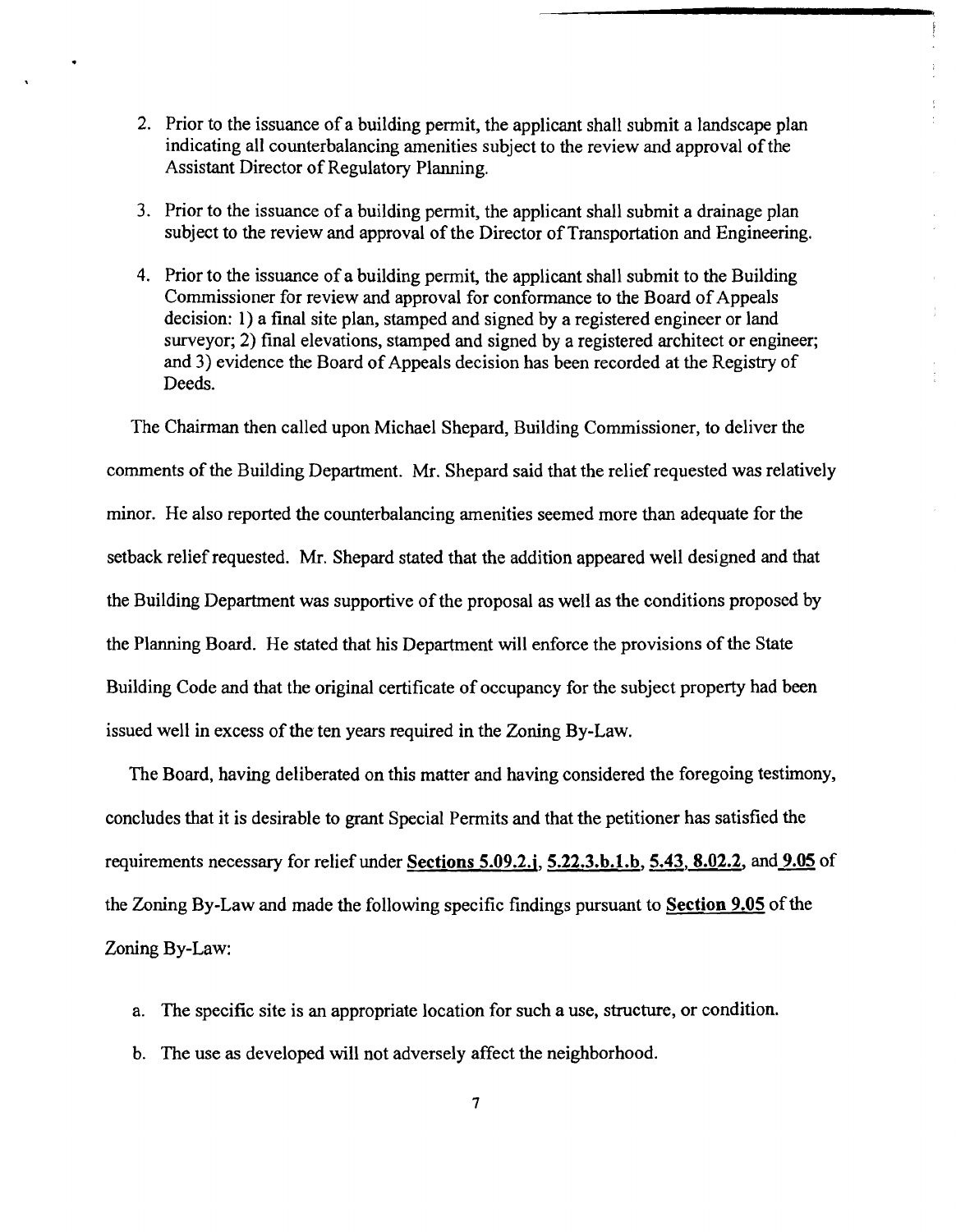2. Prior to the issuance of a building permit, the applicant shall submit a landscape plan indicating all counterbalancing amenities subject to the review and approval of the Assistant Director of Regulatory Planning.

3. Prior to the issuance of a building permit, the applicant shall submit a drainage plan subject to the review and approval of the Director of Transportation and Engineering.

4. Prior to the issuance of a building permit, the applicant shall submit to the Building Commissioner for review and approval for conformance to the Board of Appeals decision: 1) a final site plan, stamped and signed by a registered engineer or land surveyor; 2) final elevations, stamped and signed by a registered architect or engineer; and 3) evidence the Board of Appeals decision has been recorded at the Registry of Deeds.

The Chairman then called upon Michael Shepard, Building Commissioner, to deliver the comments of the Building Department. Mr. Shepard said that the relief requested was relatively minor. He also reported the counterbalancing amenities seemed more than adequate for the setback relief requested. Mr. Shepard stated that the addition appeared well designed and that the Building Department was supportive of the proposal as well as the conditions proposed by the Planning Board. He stated that his Department will enforce the provisions of the State Building Code and that the original certificate of occupancy for the subject property had been issued well in excess of the ten years required in the Zoning By-Law.

The Board, having deliberated on this matter and having considered the foregoing testimony, concludes that it is desirable to grant Special Permits and that the petitioner has satisfied the requirements necessary for relief under **Sections 5.09.2.j, 5.22.3.b.1.b, 5.43, 8.02.2,** and **9.05** of the Zoning By-Law and made the following specific findings pursuant to **Section 9.05** of the Zoning By-Law:

a. The specific site is an appropriate location for such a use, structure, or condition.

b. The use as developed will not adversely affect the neighborhood.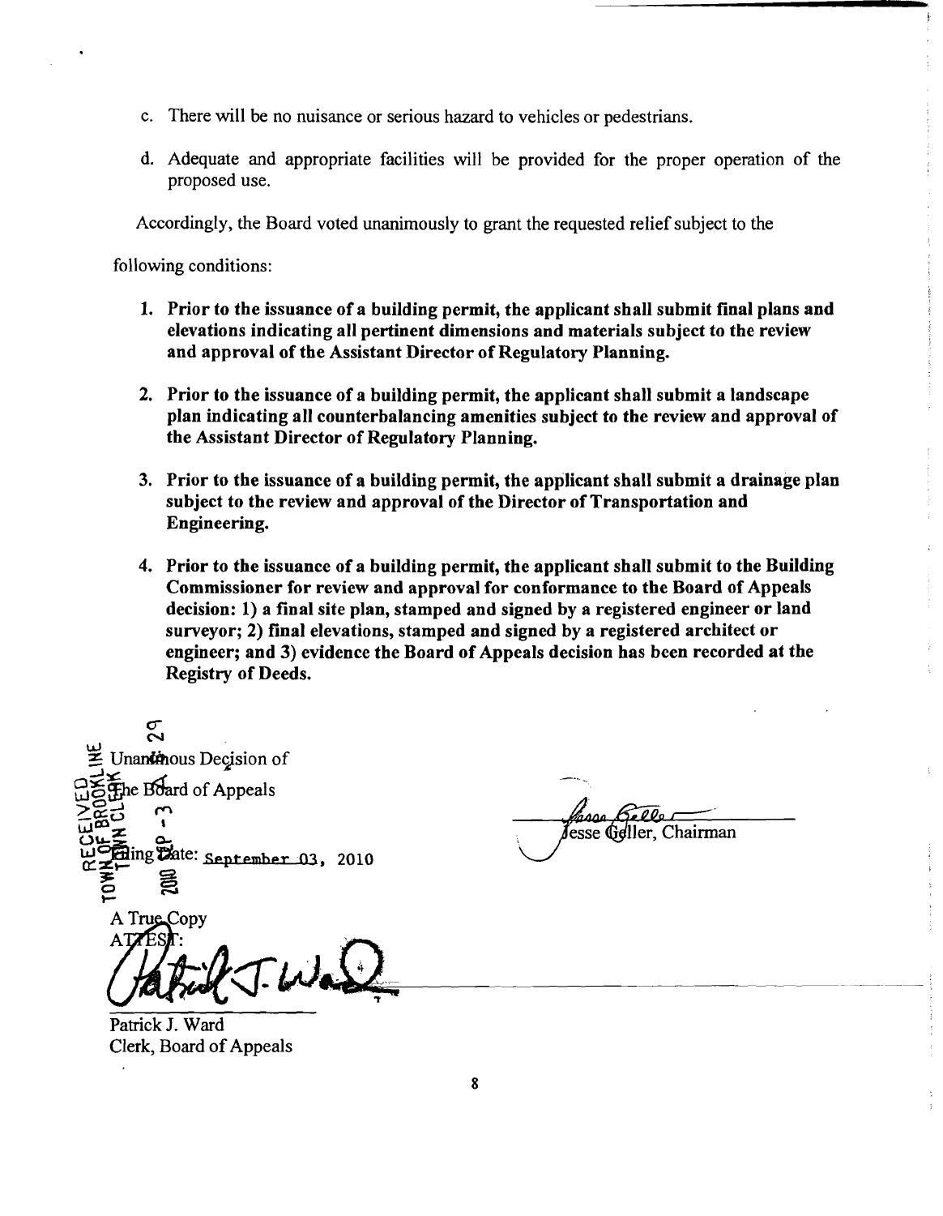c. There will be no nuisance or serious hazard to vehicles or pedestrians.

d. Adequate and appropriate facilities will be provided for the proper operation of the proposed use.

Accordingly, the Board voted unanimously to grant the requested relief subject to the following conditions:

1. **Prior to the issuance of a building permit, the applicant shall submit final plans and elevations indicating all pertinent dimensions and materials subject to the review and approval of the Assistant Director of Regulatory Planning.**

2. **Prior to the issuance of a building permit, the applicant shall submit a landscape plan indicating all counterbalancing amenities subject to the review and approval of the Assistant Director of Regulatory Planning.**

3. **Prior to the issuance of a building permit, the applicant shall submit a drainage plan subject to the review and approval of the Director of Transportation and Engineering.**

4. **Prior to the issuance of a building permit, the applicant shall submit to the Building Commissioner for review and approval for conformance to the Board of Appeals decision: 1) a final site plan, stamped and signed by a registered engineer or land surveyor; 2) final elevations, stamped and signed by a registered architect or engineer; and 3) evidence the Board of Appeals decision has been recorded at the Registry of Deeds.**

RECEIVED
TOWN OF BROOKLINE
TOWN CLERK
2010 SEP -3 P 2:29

Unanimous Decision of
The Board of Appeals

Filing Date: September 03, 2010

Jesse Geller, Chairman

A True Copy
ATTEST:

Patrick J. Ward
Clerk, Board of Appeals